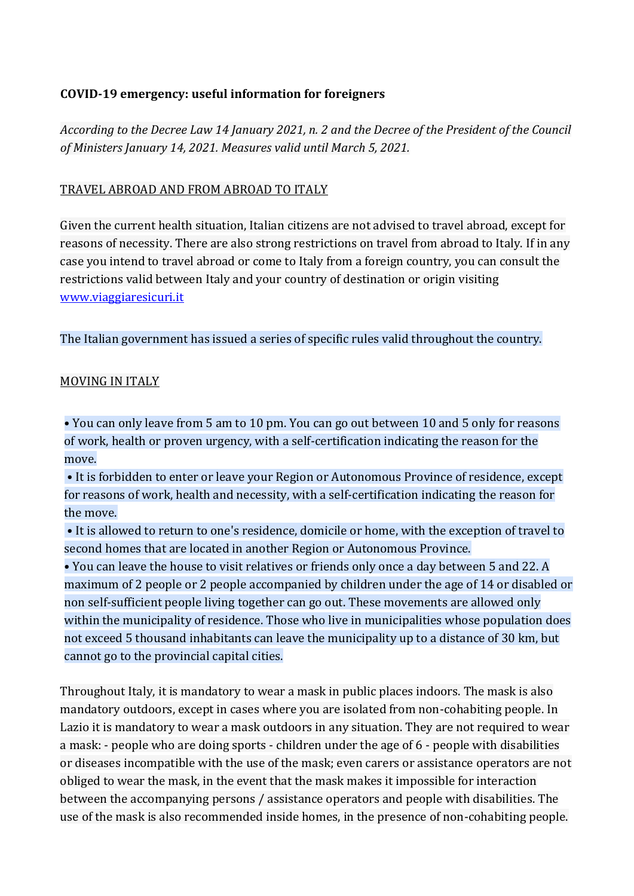**COVID-19 emergency: useful information for foreigners**

*According to the Decree Law 14 January 2021, n. 2 and the Decree of the President of the Council of Ministers January 14, 2021. Measures valid until March 5, 2021.*

TRAVEL ABROAD AND FROM ABROAD TO ITALY

Given the current health situation, Italian citizens are not advised to travel abroad, except for reasons of necessity. There are also strong restrictions on travel from abroad to Italy. If in any case you intend to travel abroad or come to Italy from a foreign country, you can consult the restrictions valid between Italy and your country of destination or origin visiting [www.viaggiaresicuri.it](http://www.viaggiaresicuri.it)

The Italian government has issued a series of specific rules valid throughout the country.

MOVING IN ITALY

- You can only leave from 5 am to 10 pm. You can go out between 10 and 5 only for reasons of work, health or proven urgency, with a self-certification indicating the reason for the move.
- It is forbidden to enter or leave your Region or Autonomous Province of residence, except for reasons of work, health and necessity, with a self-certification indicating the reason for the move.
- It is allowed to return to one's residence, domicile or home, with the exception of travel to second homes that are located in another Region or Autonomous Province.
- You can leave the house to visit relatives or friends only once a day between 5 and 22. A maximum of 2 people or 2 people accompanied by children under the age of 14 or disabled or non self-sufficient people living together can go out. These movements are allowed only within the municipality of residence. Those who live in municipalities whose population does not exceed 5 thousand inhabitants can leave the municipality up to a distance of 30 km, but cannot go to the provincial capital cities.

Throughout Italy, it is mandatory to wear a mask in public places indoors. The mask is also mandatory outdoors, except in cases where you are isolated from non-cohabiting people. In Lazio it is mandatory to wear a mask outdoors in any situation. They are not required to wear a mask: - people who are doing sports - children under the age of 6 - people with disabilities or diseases incompatible with the use of the mask; even carers or assistance operators are not obliged to wear the mask, in the event that the mask makes it impossible for interaction between the accompanying persons / assistance operators and people with disabilities. The use of the mask is also recommended inside homes, in the presence of non-cohabiting people.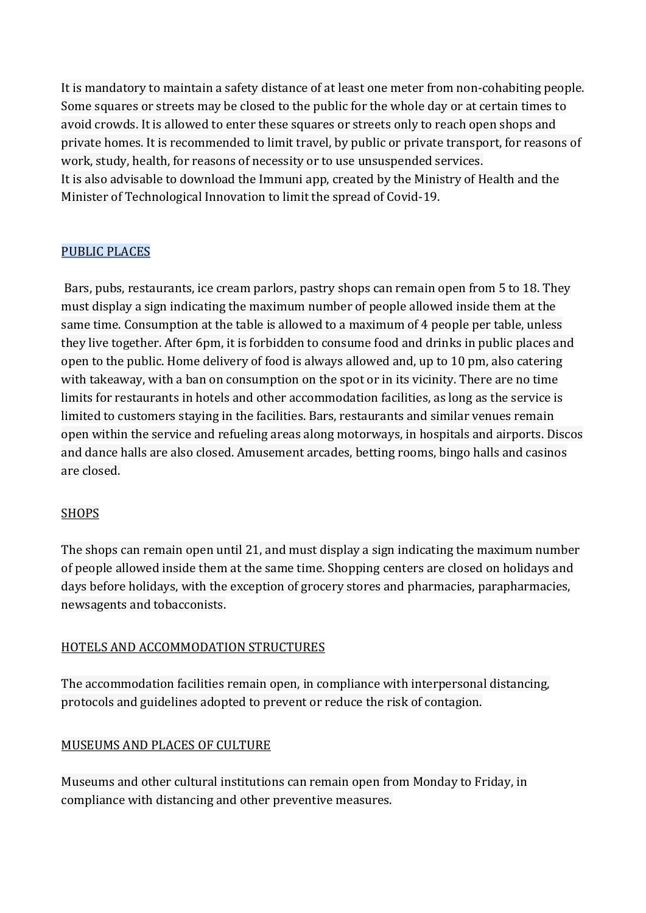It is mandatory to maintain a safety distance of at least one meter from non-cohabiting people. Some squares or streets may be closed to the public for the whole day or at certain times to avoid crowds. It is allowed to enter these squares or streets only to reach open shops and private homes. It is recommended to limit travel, by public or private transport, for reasons of work, study, health, for reasons of necessity or to use unsuspended services.
It is also advisable to download the Immuni app, created by the Ministry of Health and the Minister of Technological Innovation to limit the spread of Covid-19.

## PUBLIC PLACES

Bars, pubs, restaurants, ice cream parlors, pastry shops can remain open from 5 to 18. They must display a sign indicating the maximum number of people allowed inside them at the same time. Consumption at the table is allowed to a maximum of 4 people per table, unless they live together. After 6pm, it is forbidden to consume food and drinks in public places and open to the public. Home delivery of food is always allowed and, up to 10 pm, also catering with takeaway, with a ban on consumption on the spot or in its vicinity. There are no time limits for restaurants in hotels and other accommodation facilities, as long as the service is limited to customers staying in the facilities. Bars, restaurants and similar venues remain open within the service and refueling areas along motorways, in hospitals and airports. Discos and dance halls are also closed. Amusement arcades, betting rooms, bingo halls and casinos are closed.

## SHOPS

The shops can remain open until 21, and must display a sign indicating the maximum number of people allowed inside them at the same time. Shopping centers are closed on holidays and days before holidays, with the exception of grocery stores and pharmacies, parapharmacies, newsagents and tobacconists.

## HOTELS AND ACCOMMODATION STRUCTURES

The accommodation facilities remain open, in compliance with interpersonal distancing, protocols and guidelines adopted to prevent or reduce the risk of contagion.

## MUSEUMS AND PLACES OF CULTURE

Museums and other cultural institutions can remain open from Monday to Friday, in compliance with distancing and other preventive measures.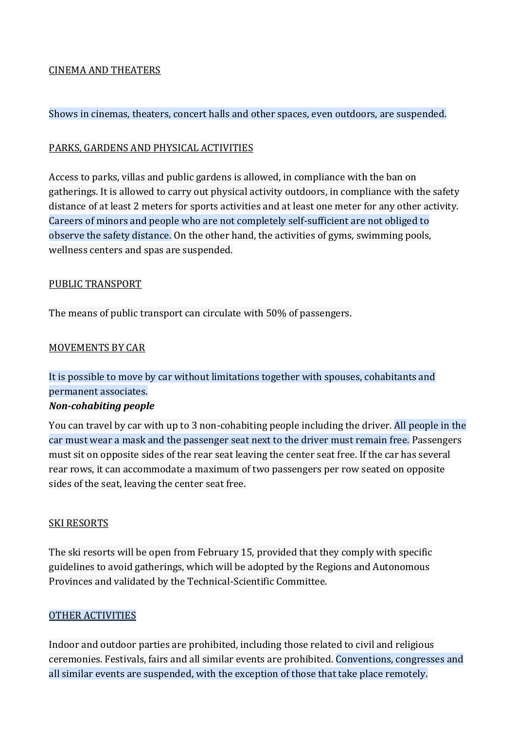CINEMA AND THEATERS

Shows in cinemas, theaters, concert halls and other spaces, even outdoors, are suspended.

PARKS, GARDENS AND PHYSICAL ACTIVITIES

Access to parks, villas and public gardens is allowed, in compliance with the ban on gatherings. It is allowed to carry out physical activity outdoors, in compliance with the safety distance of at least 2 meters for sports activities and at least one meter for any other activity. Careers of minors and people who are not completely self-sufficient are not obliged to observe the safety distance. On the other hand, the activities of gyms, swimming pools, wellness centers and spas are suspended.

PUBLIC TRANSPORT

The means of public transport can circulate with 50% of passengers.

MOVEMENTS BY CAR

It is possible to move by car without limitations together with spouses, cohabitants and permanent associates.

***Non-cohabiting people***

You can travel by car with up to 3 non-cohabiting people including the driver. All people in the car must wear a mask and the passenger seat next to the driver must remain free. Passengers must sit on opposite sides of the rear seat leaving the center seat free. If the car has several rear rows, it can accommodate a maximum of two passengers per row seated on opposite sides of the seat, leaving the center seat free.

SKI RESORTS

The ski resorts will be open from February 15, provided that they comply with specific guidelines to avoid gatherings, which will be adopted by the Regions and Autonomous Provinces and validated by the Technical-Scientific Committee.

OTHER ACTIVITIES

Indoor and outdoor parties are prohibited, including those related to civil and religious ceremonies. Festivals, fairs and all similar events are prohibited. Conventions, congresses and all similar events are suspended, with the exception of those that take place remotely.